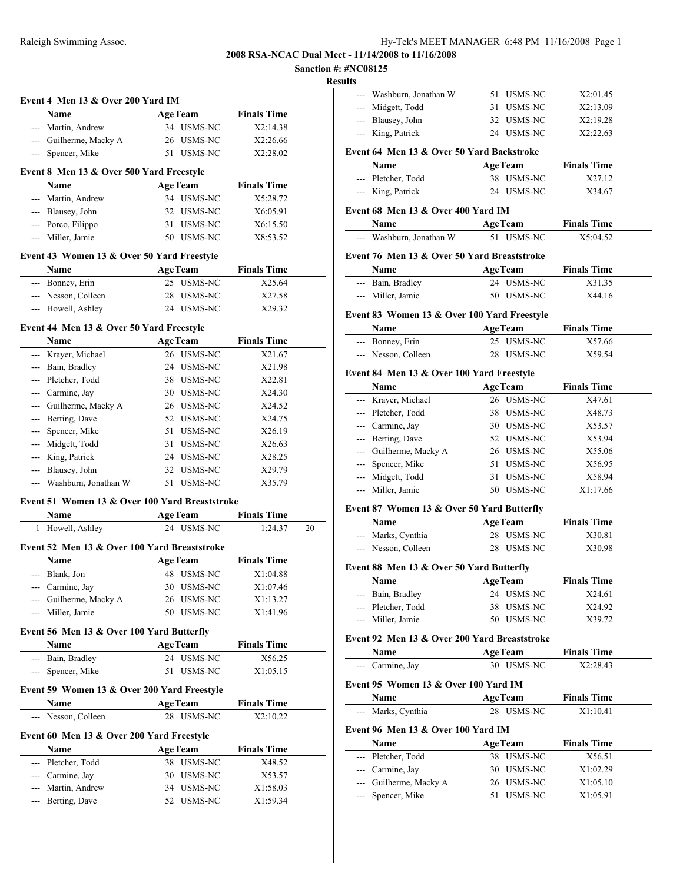**2008 RSA-NCAC Dual Meet - 11/14/2008 to 11/16/2008**

**Sanction #: #NC08125**

**Results**

### Event 4 Men 13 & Over 200 Yard IM

| | Name | Age | Team | Finals Time |
|---|---|---|---|---|
| --- | Martin, Andrew | 34 | USMS-NC | X2:14.38 |
| --- | Guilherme, Macky A | 26 | USMS-NC | X2:26.66 |
| --- | Spencer, Mike | 51 | USMS-NC | X2:28.02 |

### Event 8 Men 13 & Over 500 Yard Freestyle

| | Name | Age | Team | Finals Time |
|---|---|---|---|---|
| --- | Martin, Andrew | 34 | USMS-NC | X5:28.72 |
| --- | Blausey, John | 32 | USMS-NC | X6:05.91 |
| --- | Porco, Filippo | 31 | USMS-NC | X6:15.50 |
| --- | Miller, Jamie | 50 | USMS-NC | X8:53.52 |

### Event 43 Women 13 & Over 50 Yard Freestyle

| | Name | Age | Team | Finals Time |
|---|---|---|---|---|
| --- | Bonney, Erin | 25 | USMS-NC | X25.64 |
| --- | Nesson, Colleen | 28 | USMS-NC | X27.58 |
| --- | Howell, Ashley | 24 | USMS-NC | X29.32 |

### Event 44 Men 13 & Over 50 Yard Freestyle

| | Name | Age | Team | Finals Time |
|---|---|---|---|---|
| --- | Krayer, Michael | 26 | USMS-NC | X21.67 |
| --- | Bain, Bradley | 24 | USMS-NC | X21.98 |
| --- | Pletcher, Todd | 38 | USMS-NC | X22.81 |
| --- | Carmine, Jay | 30 | USMS-NC | X24.30 |
| --- | Guilherme, Macky A | 26 | USMS-NC | X24.52 |
| --- | Berting, Dave | 52 | USMS-NC | X24.75 |
| --- | Spencer, Mike | 51 | USMS-NC | X26.19 |
| --- | Midgett, Todd | 31 | USMS-NC | X26.63 |
| --- | King, Patrick | 24 | USMS-NC | X28.25 |
| --- | Blausey, John | 32 | USMS-NC | X29.79 |
| --- | Washburn, Jonathan W | 51 | USMS-NC | X35.79 |

### Event 51 Women 13 & Over 100 Yard Breaststroke

| | Name | Age | Team | Finals Time | |
|---|---|---|---|---|---|
| 1 | Howell, Ashley | 24 | USMS-NC | 1:24.37 | 20 |

### Event 52 Men 13 & Over 100 Yard Breaststroke

| | Name | Age | Team | Finals Time |
|---|---|---|---|---|
| --- | Blank, Jon | 48 | USMS-NC | X1:04.88 |
| --- | Carmine, Jay | 30 | USMS-NC | X1:07.46 |
| --- | Guilherme, Macky A | 26 | USMS-NC | X1:13.27 |
| --- | Miller, Jamie | 50 | USMS-NC | X1:41.96 |

### Event 56 Men 13 & Over 100 Yard Butterfly

| | Name | Age | Team | Finals Time |
|---|---|---|---|---|
| --- | Bain, Bradley | 24 | USMS-NC | X56.25 |
| --- | Spencer, Mike | 51 | USMS-NC | X1:05.15 |

### Event 59 Women 13 & Over 200 Yard Freestyle

| | Name | Age | Team | Finals Time |
|---|---|---|---|---|
| --- | Nesson, Colleen | 28 | USMS-NC | X2:10.22 |

### Event 60 Men 13 & Over 200 Yard Freestyle

| | Name | Age | Team | Finals Time |
|---|---|---|---|---|
| --- | Pletcher, Todd | 38 | USMS-NC | X48.52 |
| --- | Carmine, Jay | 30 | USMS-NC | X53.57 |
| --- | Martin, Andrew | 34 | USMS-NC | X1:58.03 |
| --- | Berting, Dave | 52 | USMS-NC | X1:59.34 |
| --- | Washburn, Jonathan W | 51 | USMS-NC | X2:01.45 |
| --- | Midgett, Todd | 31 | USMS-NC | X2:13.09 |
| --- | Blausey, John | 32 | USMS-NC | X2:19.28 |
| --- | King, Patrick | 24 | USMS-NC | X2:22.63 |

### Event 64 Men 13 & Over 50 Yard Backstroke

| | Name | Age | Team | Finals Time |
|---|---|---|---|---|
| --- | Pletcher, Todd | 38 | USMS-NC | X27.12 |
| --- | King, Patrick | 24 | USMS-NC | X34.67 |

### Event 68 Men 13 & Over 400 Yard IM

| | Name | Age | Team | Finals Time |
|---|---|---|---|---|
| --- | Washburn, Jonathan W | 51 | USMS-NC | X5:04.52 |

### Event 76 Men 13 & Over 50 Yard Breaststroke

| | Name | Age | Team | Finals Time |
|---|---|---|---|---|
| --- | Bain, Bradley | 24 | USMS-NC | X31.35 |
| --- | Miller, Jamie | 50 | USMS-NC | X44.16 |

### Event 83 Women 13 & Over 100 Yard Freestyle

| | Name | Age | Team | Finals Time |
|---|---|---|---|---|
| --- | Bonney, Erin | 25 | USMS-NC | X57.66 |
| --- | Nesson, Colleen | 28 | USMS-NC | X59.54 |

### Event 84 Men 13 & Over 100 Yard Freestyle

| | Name | Age | Team | Finals Time |
|---|---|---|---|---|
| --- | Krayer, Michael | 26 | USMS-NC | X47.61 |
| --- | Pletcher, Todd | 38 | USMS-NC | X48.73 |
| --- | Carmine, Jay | 30 | USMS-NC | X53.57 |
| --- | Berting, Dave | 52 | USMS-NC | X53.94 |
| --- | Guilherme, Macky A | 26 | USMS-NC | X55.06 |
| --- | Spencer, Mike | 51 | USMS-NC | X56.95 |
| --- | Midgett, Todd | 31 | USMS-NC | X58.94 |
| --- | Miller, Jamie | 50 | USMS-NC | X1:17.66 |

### Event 87 Women 13 & Over 50 Yard Butterfly

| | Name | Age | Team | Finals Time |
|---|---|---|---|---|
| --- | Marks, Cynthia | 28 | USMS-NC | X30.81 |
| --- | Nesson, Colleen | 28 | USMS-NC | X30.98 |

### Event 88 Men 13 & Over 50 Yard Butterfly

| | Name | Age | Team | Finals Time |
|---|---|---|---|---|
| --- | Bain, Bradley | 24 | USMS-NC | X24.61 |
| --- | Pletcher, Todd | 38 | USMS-NC | X24.92 |
| --- | Miller, Jamie | 50 | USMS-NC | X39.72 |

### Event 92 Men 13 & Over 200 Yard Breaststroke

| | Name | Age | Team | Finals Time |
|---|---|---|---|---|
| --- | Carmine, Jay | 30 | USMS-NC | X2:28.43 |

### Event 95 Women 13 & Over 100 Yard IM

| | Name | Age | Team | Finals Time |
|---|---|---|---|---|
| --- | Marks, Cynthia | 28 | USMS-NC | X1:10.41 |

### Event 96 Men 13 & Over 100 Yard IM

| | Name | Age | Team | Finals Time |
|---|---|---|---|---|
| --- | Pletcher, Todd | 38 | USMS-NC | X56.51 |
| --- | Carmine, Jay | 30 | USMS-NC | X1:02.29 |
| --- | Guilherme, Macky A | 26 | USMS-NC | X1:05.10 |
| --- | Spencer, Mike | 51 | USMS-NC | X1:05.91 |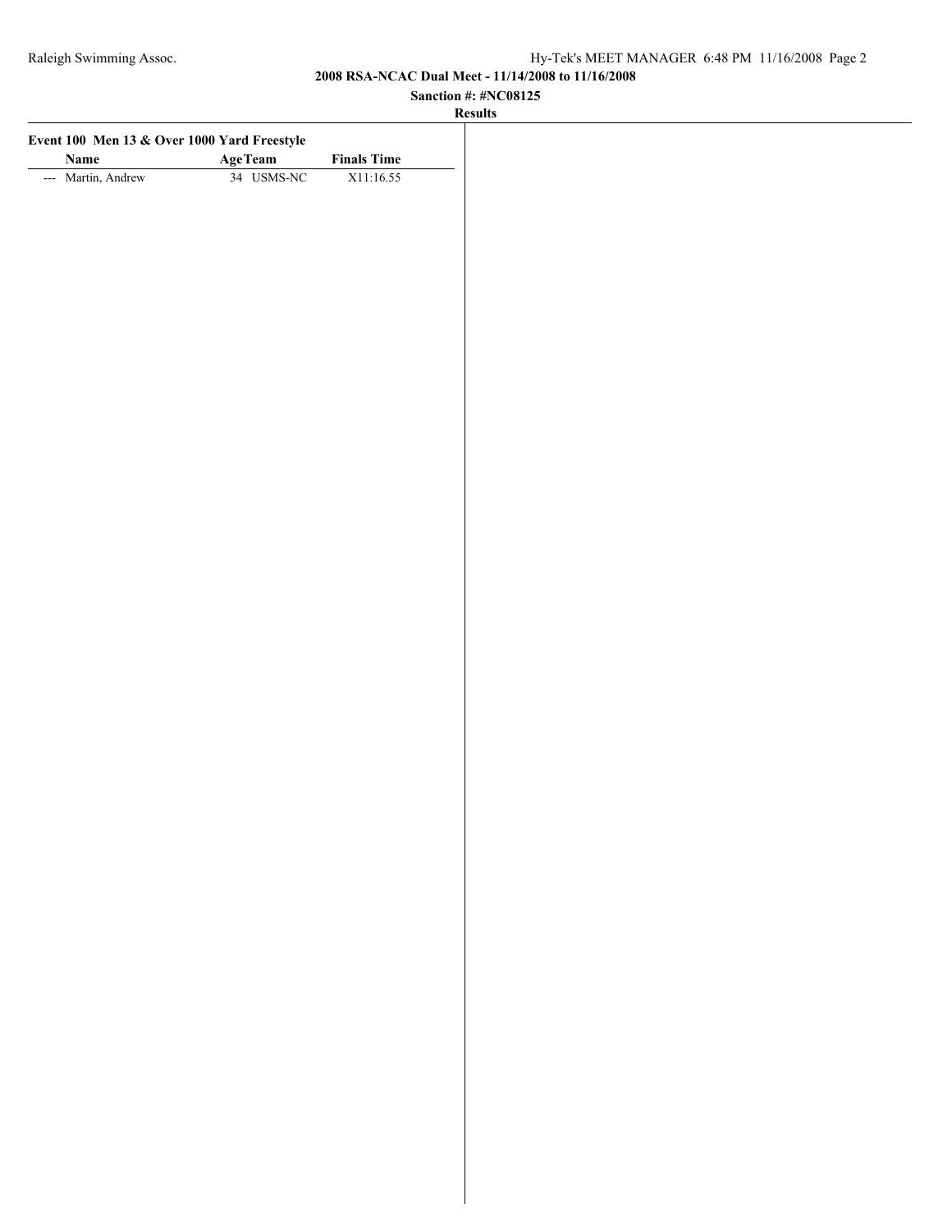## Event 100 Men 13 & Over 1000 Yard Freestyle

| | Name | Age | Team | Finals Time |
| --- | --- | --- | --- | --- |
| --- | Martin, Andrew | 34 | USMS-NC | X11:16.55 |